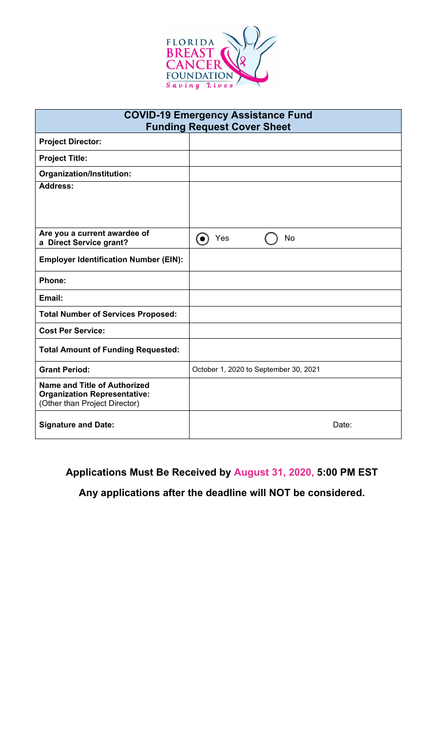FLORIDA BREAST CANCER FOUNDATION
*Saving Lives*

| **COVID-19 Emergency Assistance Fund Funding Request Cover Sheet** | |
|---|---|
| **Project Director:** | |
| **Project Title:** | |
| **Organization/Institution:** | |
| **Address:** | |
| **Are you a current awardee of a Direct Service grant?** | (●) Yes ( ) No |
| **Employer Identification Number (EIN):** | |
| **Phone:** | |
| **Email:** | |
| **Total Number of Services Proposed:** | |
| **Cost Per Service:** | |
| **Total Amount of Funding Requested:** | |
| **Grant Period:** | October 1, 2020 to September 30, 2021 |
| **Name and Title of Authorized Organization Representative:** (Other than Project Director) | |
| **Signature and Date:** | Date: |

**Applications Must Be Received by August 31, 2020, 5:00 PM EST**

**Any applications after the deadline will NOT be considered.**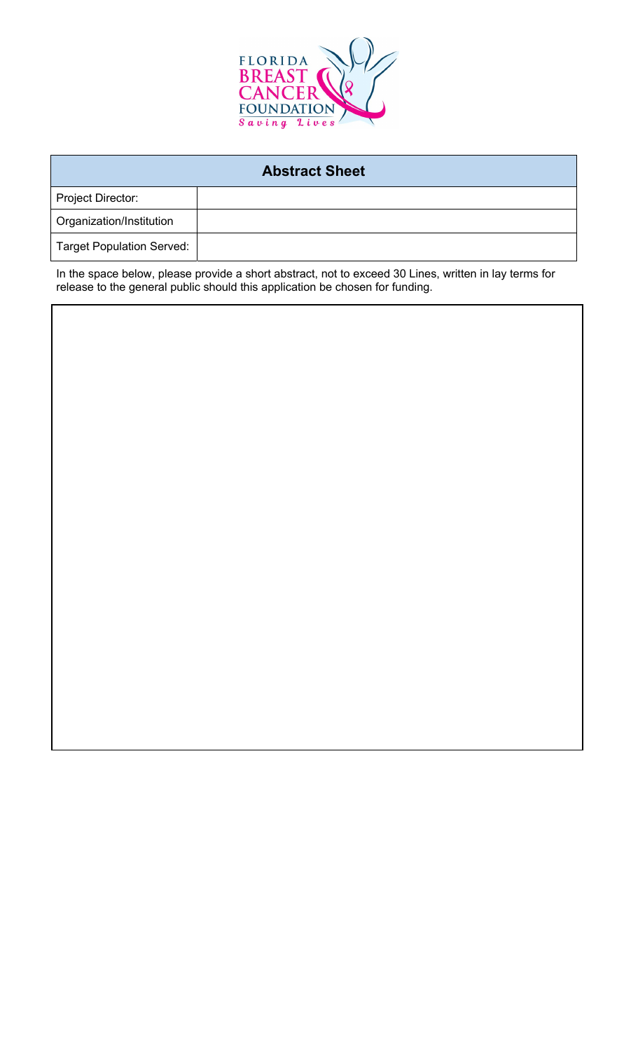FLORIDA
BREAST
CANCER
FOUNDATION
*Saving Lives*

| Abstract Sheet | |
|---|---|
| Project Director: | |
| Organization/Institution | |
| Target Population Served: | |

In the space below, please provide a short abstract, not to exceed 30 Lines, written in lay terms for release to the general public should this application be chosen for funding.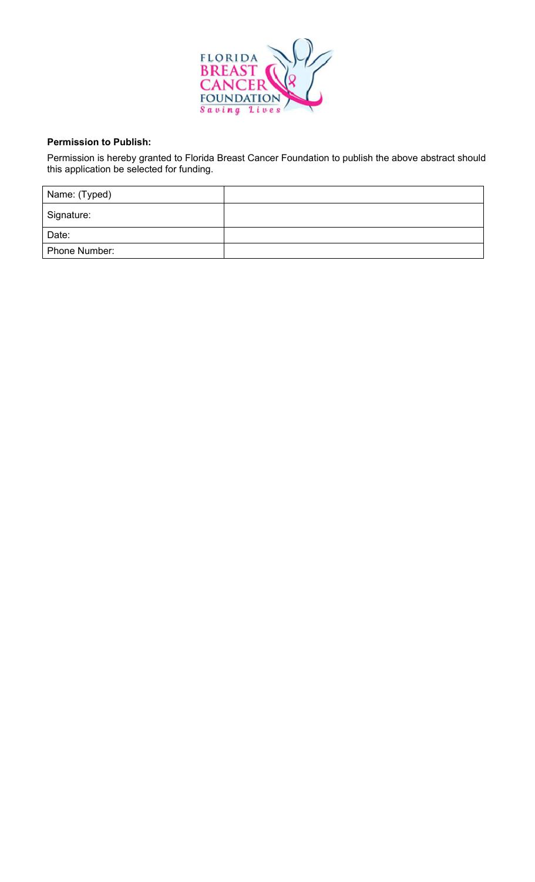**Permission to Publish:**

Permission is hereby granted to Florida Breast Cancer Foundation to publish the above abstract should this application be selected for funding.

| Name: (Typed) | |
|---|---|
| Signature: | |
| Date: | |
| Phone Number: | |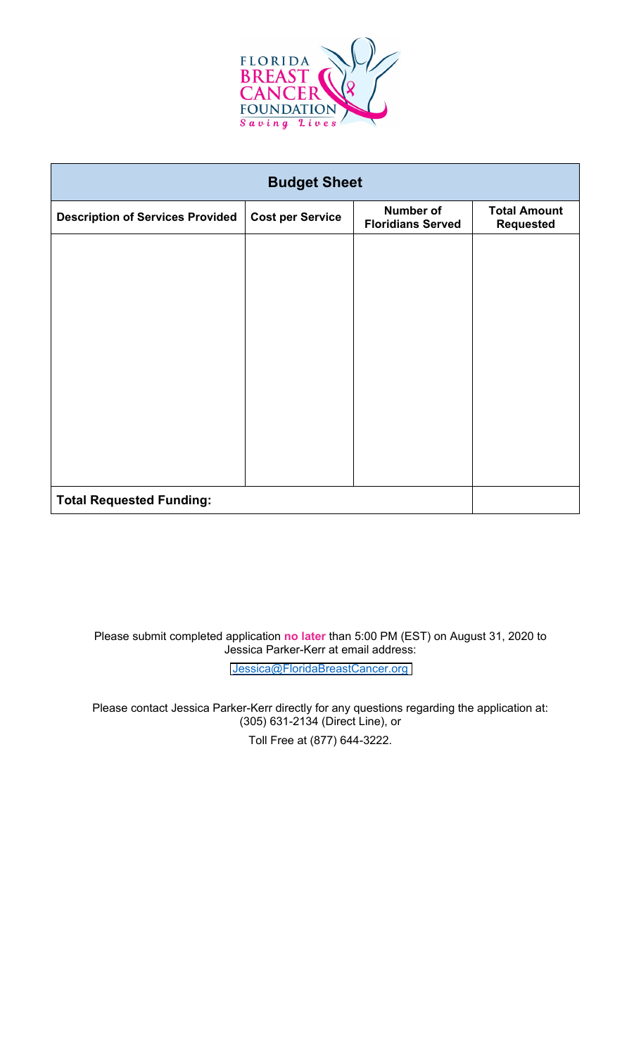FLORIDA BREAST CANCER FOUNDATION
Saving Lives

| Budget Sheet | | | |
|---|---|---|---|
| **Description of Services Provided** | **Cost per Service** | **Number of Floridians Served** | **Total Amount Requested** |
| | | | |
| **Total Requested Funding:** | | | |

Please submit completed application **no later** than 5:00 PM (EST) on August 31, 2020 to Jessica Parker-Kerr at email address:

Jessica@FloridaBreastCancer.org

Please contact Jessica Parker-Kerr directly for any questions regarding the application at:
(305) 631-2134 (Direct Line), or

Toll Free at (877) 644-3222.